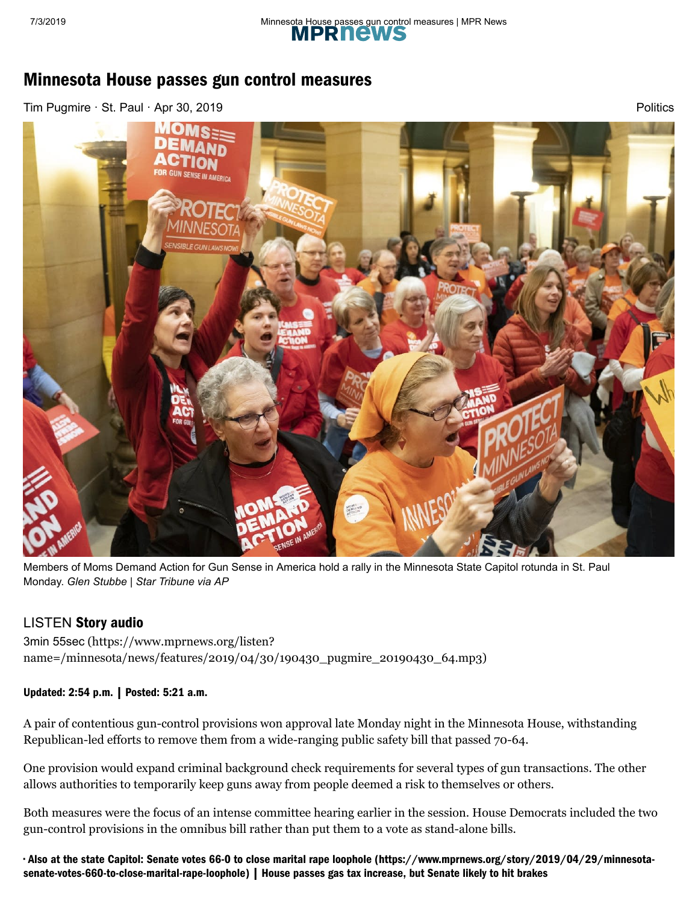# Minnesota House passes gun control measures

Tim Pugmire · St. Paul · Apr 30, 2019

Politics

Members of Moms Demand Action for Gun Sense in America hold a rally in the Minnesota State Capitol rotunda in St. Paul Monday. *Glen Stubbe | Star Tribune via AP*

LISTEN **Story audio**

3min 55sec (https://www.mprnews.org/listen?name=/minnesota/news/features/2019/04/30/190430_pugmire_20190430_64.mp3)

**Updated: 2:54 p.m. | Posted: 5:21 a.m.**

A pair of contentious gun-control provisions won approval late Monday night in the Minnesota House, withstanding Republican-led efforts to remove them from a wide-ranging public safety bill that passed 70-64.

One provision would expand criminal background check requirements for several types of gun transactions. The other allows authorities to temporarily keep guns away from people deemed a risk to themselves or others.

Both measures were the focus of an intense committee hearing earlier in the session. House Democrats included the two gun-control provisions in the omnibus bill rather than put them to a vote as stand-alone bills.

- **Also at the state Capitol: Senate votes 66-0 to close marital rape loophole (https://www.mprnews.org/story/2019/04/29/minnesota-senate-votes-660-to-close-marital-rape-loophole) | House passes gas tax increase, but Senate likely to hit brakes**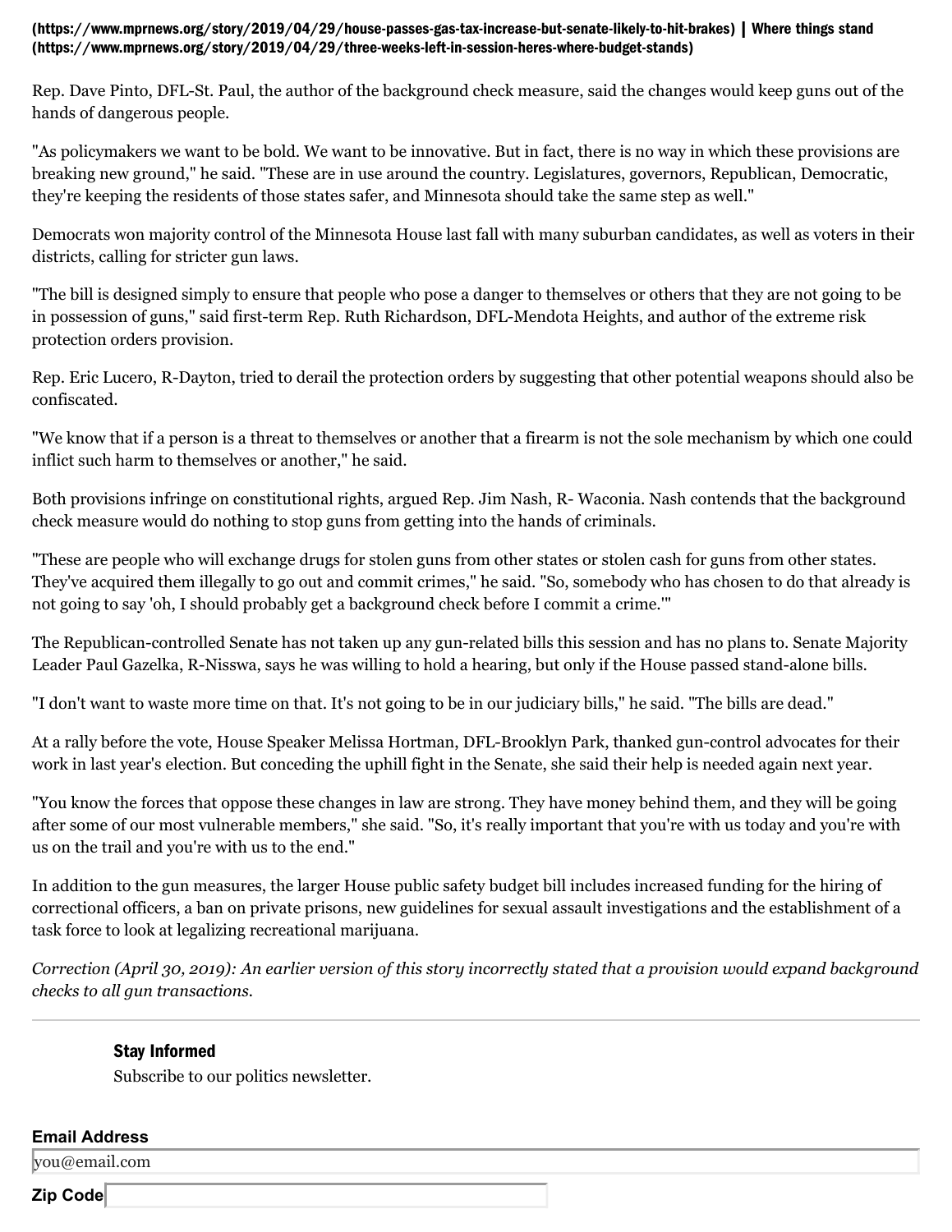(https://www.mprnews.org/story/2019/04/29/house-passes-gas-tax-increase-but-senate-likely-to-hit-brakes) | Where things stand (https://www.mprnews.org/story/2019/04/29/three-weeks-left-in-session-heres-where-budget-stands)

Rep. Dave Pinto, DFL-St. Paul, the author of the background check measure, said the changes would keep guns out of the hands of dangerous people.

"As policymakers we want to be bold. We want to be innovative. But in fact, there is no way in which these provisions are breaking new ground," he said. "These are in use around the country. Legislatures, governors, Republican, Democratic, they're keeping the residents of those states safer, and Minnesota should take the same step as well."

Democrats won majority control of the Minnesota House last fall with many suburban candidates, as well as voters in their districts, calling for stricter gun laws.

"The bill is designed simply to ensure that people who pose a danger to themselves or others that they are not going to be in possession of guns," said first-term Rep. Ruth Richardson, DFL-Mendota Heights, and author of the extreme risk protection orders provision.

Rep. Eric Lucero, R-Dayton, tried to derail the protection orders by suggesting that other potential weapons should also be confiscated.

"We know that if a person is a threat to themselves or another that a firearm is not the sole mechanism by which one could inflict such harm to themselves or another," he said.

Both provisions infringe on constitutional rights, argued Rep. Jim Nash, R- Waconia. Nash contends that the background check measure would do nothing to stop guns from getting into the hands of criminals.

"These are people who will exchange drugs for stolen guns from other states or stolen cash for guns from other states. They've acquired them illegally to go out and commit crimes," he said. "So, somebody who has chosen to do that already is not going to say 'oh, I should probably get a background check before I commit a crime.'"

The Republican-controlled Senate has not taken up any gun-related bills this session and has no plans to. Senate Majority Leader Paul Gazelka, R-Nisswa, says he was willing to hold a hearing, but only if the House passed stand-alone bills.

"I don't want to waste more time on that. It's not going to be in our judiciary bills," he said. "The bills are dead."

At a rally before the vote, House Speaker Melissa Hortman, DFL-Brooklyn Park, thanked gun-control advocates for their work in last year's election. But conceding the uphill fight in the Senate, she said their help is needed again next year.

"You know the forces that oppose these changes in law are strong. They have money behind them, and they will be going after some of our most vulnerable members," she said. "So, it's really important that you're with us today and you're with us on the trail and you're with us to the end."

In addition to the gun measures, the larger House public safety budget bill includes increased funding for the hiring of correctional officers, a ban on private prisons, new guidelines for sexual assault investigations and the establishment of a task force to look at legalizing recreational marijuana.

*Correction (April 30, 2019): An earlier version of this story incorrectly stated that a provision would expand background checks to all gun transactions.*

---

**Stay Informed**

Subscribe to our politics newsletter.

**Email Address**

you@email.com

**Zip Code**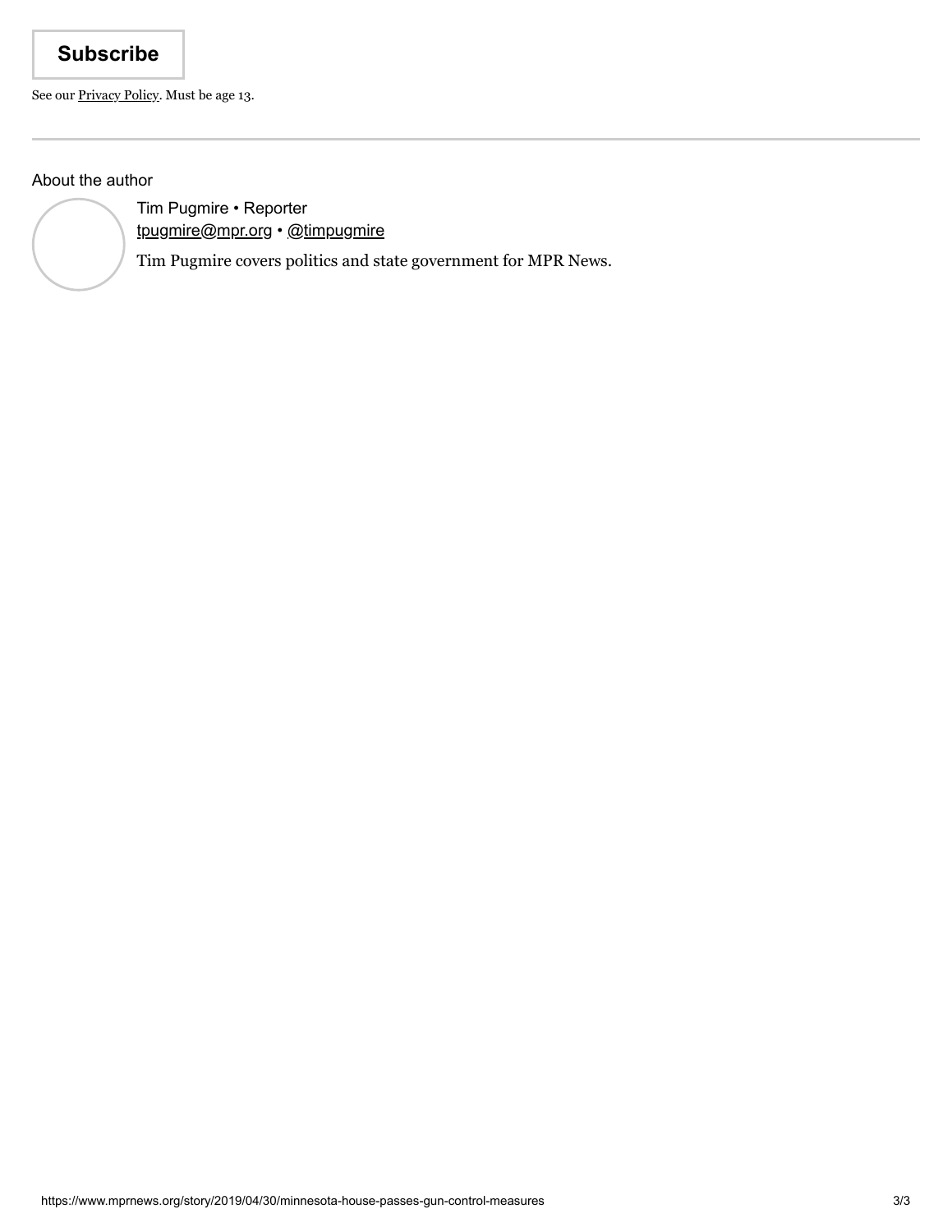**Subscribe**

See our Privacy Policy. Must be age 13.

---

About the author

Tim Pugmire • Reporter
tpugmire@mpr.org • @timpugmire

Tim Pugmire covers politics and state government for MPR News.